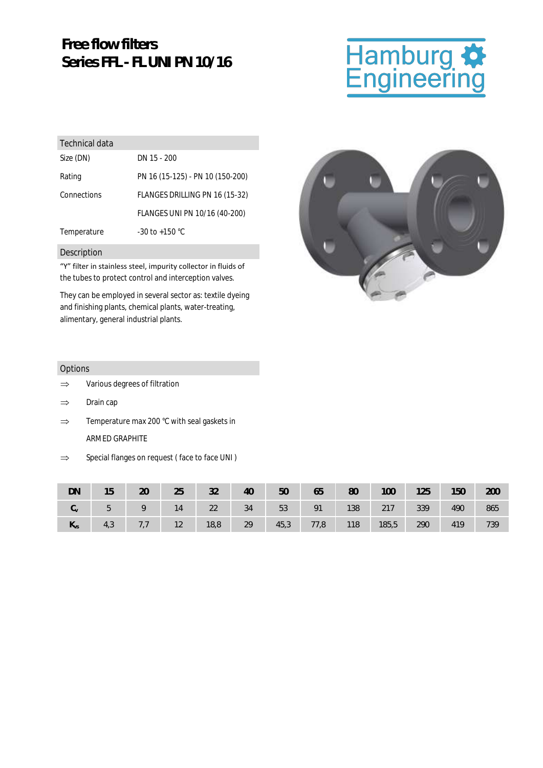# Free flow filters
# Series FFL - FL UNI PN 10/16

Hamburg Engineering

## Technical data

| | |
|---|---|
| Size (DN) | DN 15 - 200 |
| Rating | PN 16 (15-125) - PN 10 (150-200) |
| Connections | FLANGES DRILLING PN 16 (15-32) |
| | FLANGES UNI PN 10/16 (40-200) |
| Temperature | -30 to +150 °C |

## Description

"Y" filter in stainless steel, impurity collector in fluids of the tubes to protect control and interception valves.

They can be employed in several sector as: textile dyeing and finishing plants, chemical plants, water-treating, alimentary, general industrial plants.

## Options

⇒ Various degrees of filtration

⇒ Drain cap

⇒ Temperature max 200 °C with seal gaskets in ARMED GRAPHITE

⇒ Special flanges on request ( face to face UNI )

| DN | 15 | 20 | 25 | 32 | 40 | 50 | 65 | 80 | 100 | 125 | 150 | 200 |
|---|---|---|---|---|---|---|---|---|---|---|---|---|
| $C_v$ | 5 | 9 | 14 | 22 | 34 | 53 | 91 | 138 | 217 | 339 | 490 | 865 |
| $K_{vs}$ | 4,3 | 7,7 | 12 | 18,8 | 29 | 45,3 | 77,8 | 118 | 185,5 | 290 | 419 | 739 |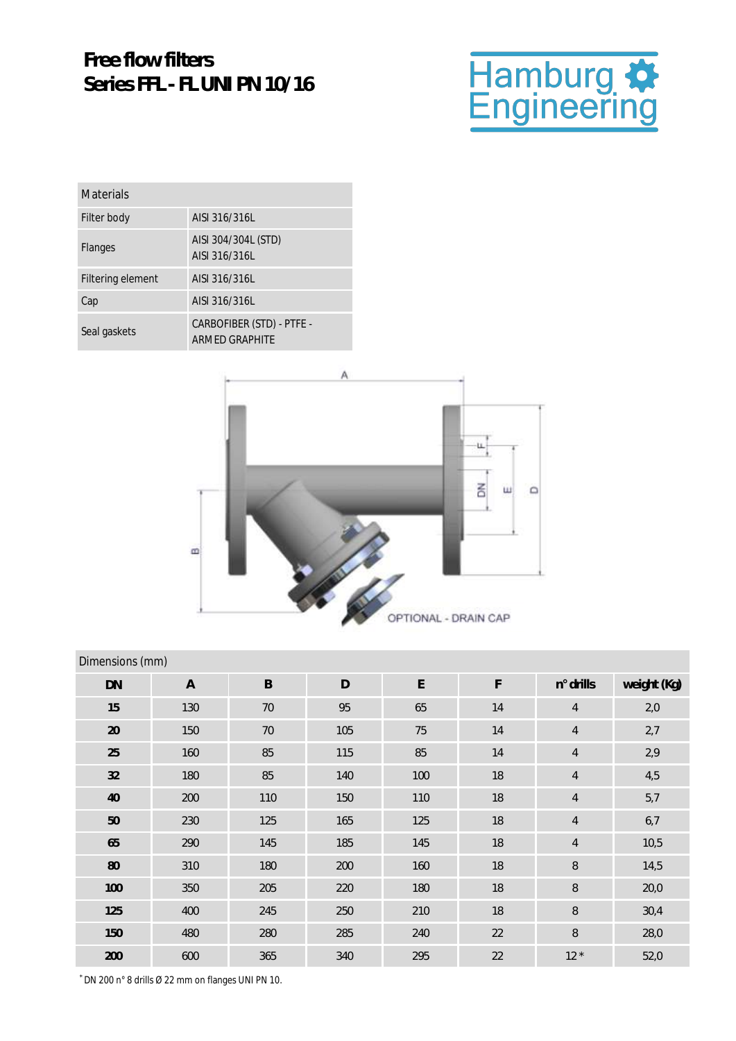# Free flow filters
# Series FFL - FL UNI PN 10/16

Hamburg Engineering

| Materials | |
|---|---|
| Filter body | AISI 316/316L |
| Flanges | AISI 304/304L (STD)<br>AISI 316/316L |
| Filtering element | AISI 316/316L |
| Cap | AISI 316/316L |
| Seal gaskets | CARBOFIBER (STD) - PTFE - ARMED GRAPHITE |

A

F

DN

E

D

B

OPTIONAL - DRAIN CAP

Dimensions (mm)

| DN | A | B | D | E | F | n° drills | weight (Kg) |
|---|---|---|---|---|---|---|---|
| 15 | 130 | 70 | 95 | 65 | 14 | 4 | 2,0 |
| 20 | 150 | 70 | 105 | 75 | 14 | 4 | 2,7 |
| 25 | 160 | 85 | 115 | 85 | 14 | 4 | 2,9 |
| 32 | 180 | 85 | 140 | 100 | 18 | 4 | 4,5 |
| 40 | 200 | 110 | 150 | 110 | 18 | 4 | 5,7 |
| 50 | 230 | 125 | 165 | 125 | 18 | 4 | 6,7 |
| 65 | 290 | 145 | 185 | 145 | 18 | 4 | 10,5 |
| 80 | 310 | 180 | 200 | 160 | 18 | 8 | 14,5 |
| 100 | 350 | 205 | 220 | 180 | 18 | 8 | 20,0 |
| 125 | 400 | 245 | 250 | 210 | 18 | 8 | 30,4 |
| 150 | 480 | 280 | 285 | 240 | 22 | 8 | 28,0 |
| 200 | 600 | 365 | 340 | 295 | 22 | 12 * | 52,0 |

* DN 200 n° 8 drills Ø 22 mm on flanges UNI PN 10.